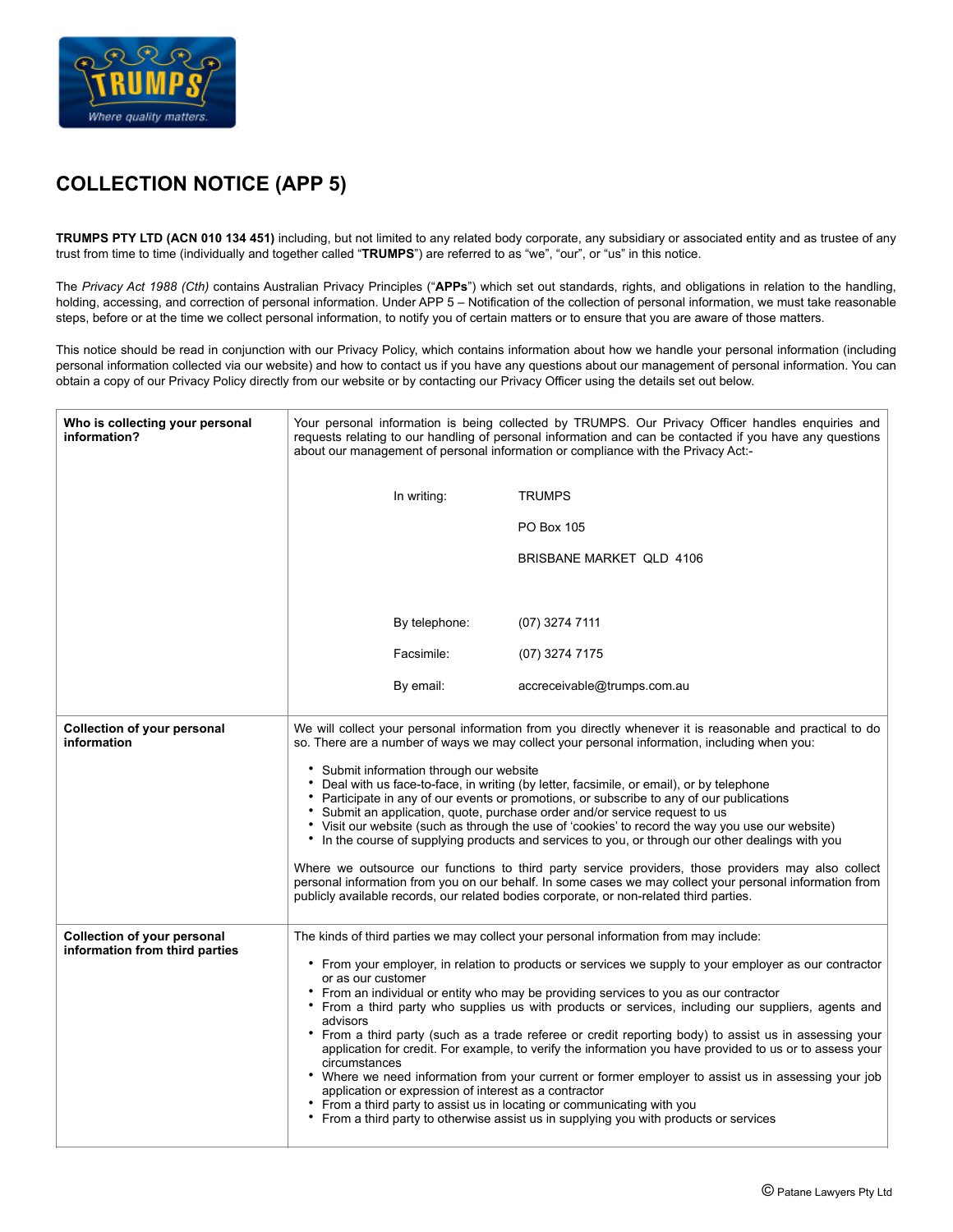# COLLECTION NOTICE (APP 5)

**TRUMPS PTY LTD (ACN 010 134 451)** including, but not limited to any related body corporate, any subsidiary or associated entity and as trustee of any trust from time to time (individually and together called "**TRUMPS**") are referred to as "we", "our", or "us" in this notice.

The *Privacy Act 1988 (Cth)* contains Australian Privacy Principles ("**APPs**") which set out standards, rights, and obligations in relation to the handling, holding, accessing, and correction of personal information. Under APP 5 – Notification of the collection of personal information, we must take reasonable steps, before or at the time we collect personal information, to notify you of certain matters or to ensure that you are aware of those matters.

This notice should be read in conjunction with our Privacy Policy, which contains information about how we handle your personal information (including personal information collected via our website) and how to contact us if you have any questions about our management of personal information. You can obtain a copy of our Privacy Policy directly from our website or by contacting our Privacy Officer using the details set out below.

| | |
|---|---|
| **Who is collecting your personal information?** | Your personal information is being collected by TRUMPS. Our Privacy Officer handles enquiries and requests relating to our handling of personal information and can be contacted if you have any questions about our management of personal information or compliance with the Privacy Act:-<br><br>In writing: TRUMPS<br>PO Box 105<br>BRISBANE MARKET QLD 4106<br><br>By telephone: (07) 3274 7111<br>Facsimile: (07) 3274 7175<br>By email: accreceivable@trumps.com.au |
| **Collection of your personal information** | We will collect your personal information from you directly whenever it is reasonable and practical to do so. There are a number of ways we may collect your personal information, including when you:<br><br>• Submit information through our website<br>• Deal with us face-to-face, in writing (by letter, facsimile, or email), or by telephone<br>• Participate in any of our events or promotions, or subscribe to any of our publications<br>• Submit an application, quote, purchase order and/or service request to us<br>• Visit our website (such as through the use of 'cookies' to record the way you use our website)<br>• In the course of supplying products and services to you, or through our other dealings with you<br><br>Where we outsource our functions to third party service providers, those providers may also collect personal information from you on our behalf. In some cases we may collect your personal information from publicly available records, our related bodies corporate, or non-related third parties. |
| **Collection of your personal information from third parties** | The kinds of third parties we may collect your personal information from may include:<br><br>• From your employer, in relation to products or services we supply to your employer as our contractor or as our customer<br>• From an individual or entity who may be providing services to you as our contractor<br>• From a third party who supplies us with products or services, including our suppliers, agents and advisors<br>• From a third party (such as a trade referee or credit reporting body) to assist us in assessing your application for credit. For example, to verify the information you have provided to us or to assess your circumstances<br>• Where we need information from your current or former employer to assist us in assessing your job application or expression of interest as a contractor<br>• From a third party to assist us in locating or communicating with you<br>• From a third party to otherwise assist us in supplying you with products or services |

© Patane Lawyers Pty Ltd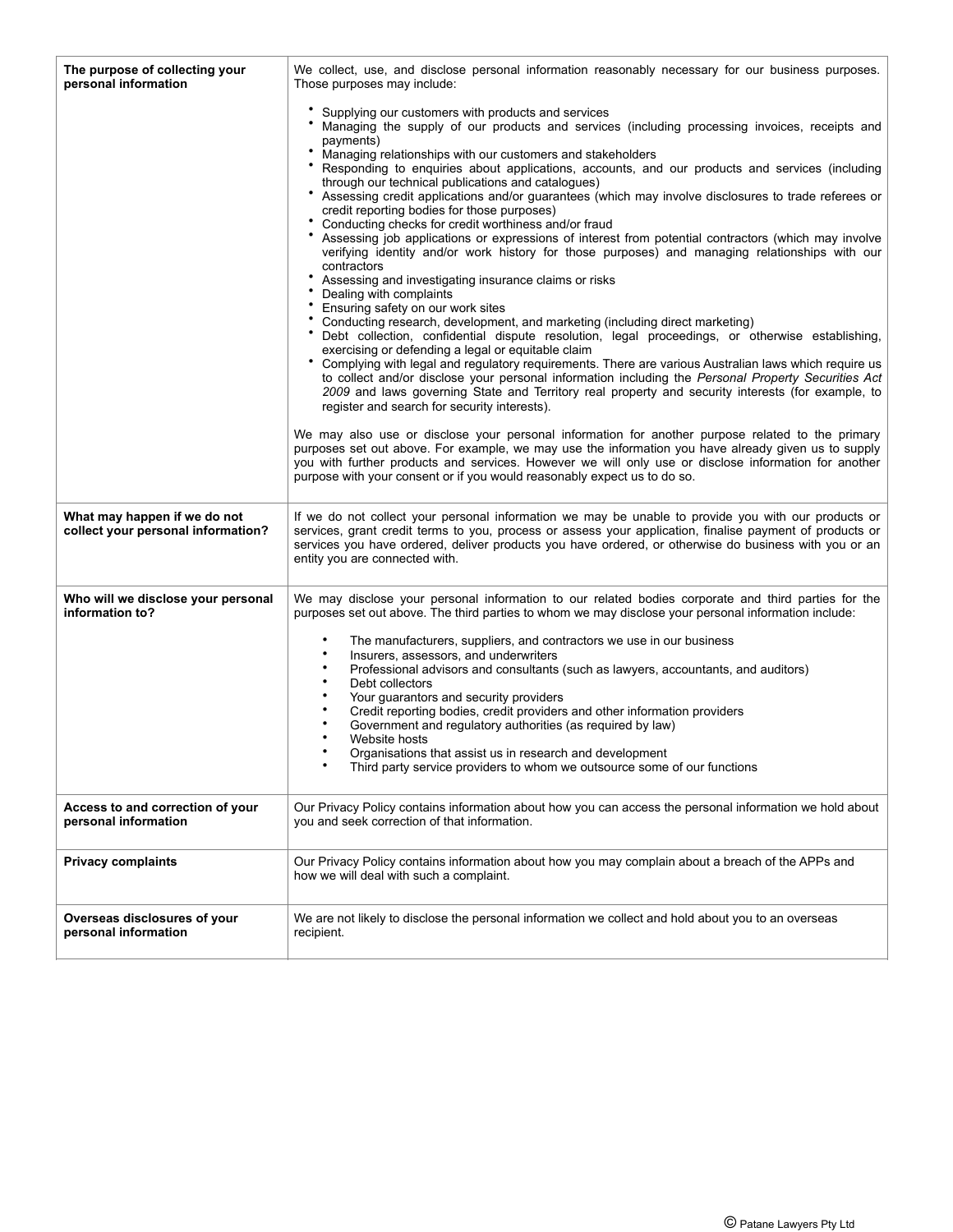| | |
|---|---|
| **The purpose of collecting your personal information** | We collect, use, and disclose personal information reasonably necessary for our business purposes. Those purposes may include:<br><br>• Supplying our customers with products and services<br>• Managing the supply of our products and services (including processing invoices, receipts and payments)<br>• Managing relationships with our customers and stakeholders<br>• Responding to enquiries about applications, accounts, and our products and services (including through our technical publications and catalogues)<br>• Assessing credit applications and/or guarantees (which may involve disclosures to trade referees or credit reporting bodies for those purposes)<br>• Conducting checks for credit worthiness and/or fraud<br>• Assessing job applications or expressions of interest from potential contractors (which may involve verifying identity and/or work history for those purposes) and managing relationships with our contractors<br>• Assessing and investigating insurance claims or risks<br>• Dealing with complaints<br>• Ensuring safety on our work sites<br>• Conducting research, development, and marketing (including direct marketing)<br>• Debt collection, confidential dispute resolution, legal proceedings, or otherwise establishing, exercising or defending a legal or equitable claim<br>• Complying with legal and regulatory requirements. There are various Australian laws which require us to collect and/or disclose your personal information including the *Personal Property Securities Act 2009* and laws governing State and Territory real property and security interests (for example, to register and search for security interests).<br><br>We may also use or disclose your personal information for another purpose related to the primary purposes set out above. For example, we may use the information you have already given us to supply you with further products and services. However we will only use or disclose information for another purpose with your consent or if you would reasonably expect us to do so. |
| **What may happen if we do not collect your personal information?** | If we do not collect your personal information we may be unable to provide you with our products or services, grant credit terms to you, process or assess your application, finalise payment of products or services you have ordered, deliver products you have ordered, or otherwise do business with you or an entity you are connected with. |
| **Who will we disclose your personal information to?** | We may disclose your personal information to our related bodies corporate and third parties for the purposes set out above. The third parties to whom we may disclose your personal information include:<br><br>• The manufacturers, suppliers, and contractors we use in our business<br>• Insurers, assessors, and underwriters<br>• Professional advisors and consultants (such as lawyers, accountants, and auditors)<br>• Debt collectors<br>• Your guarantors and security providers<br>• Credit reporting bodies, credit providers and other information providers<br>• Government and regulatory authorities (as required by law)<br>• Website hosts<br>• Organisations that assist us in research and development<br>• Third party service providers to whom we outsource some of our functions |
| **Access to and correction of your personal information** | Our Privacy Policy contains information about how you can access the personal information we hold about you and seek correction of that information. |
| **Privacy complaints** | Our Privacy Policy contains information about how you may complain about a breach of the APPs and how we will deal with such a complaint. |
| **Overseas disclosures of your personal information** | We are not likely to disclose the personal information we collect and hold about you to an overseas recipient. |

© Patane Lawyers Pty Ltd